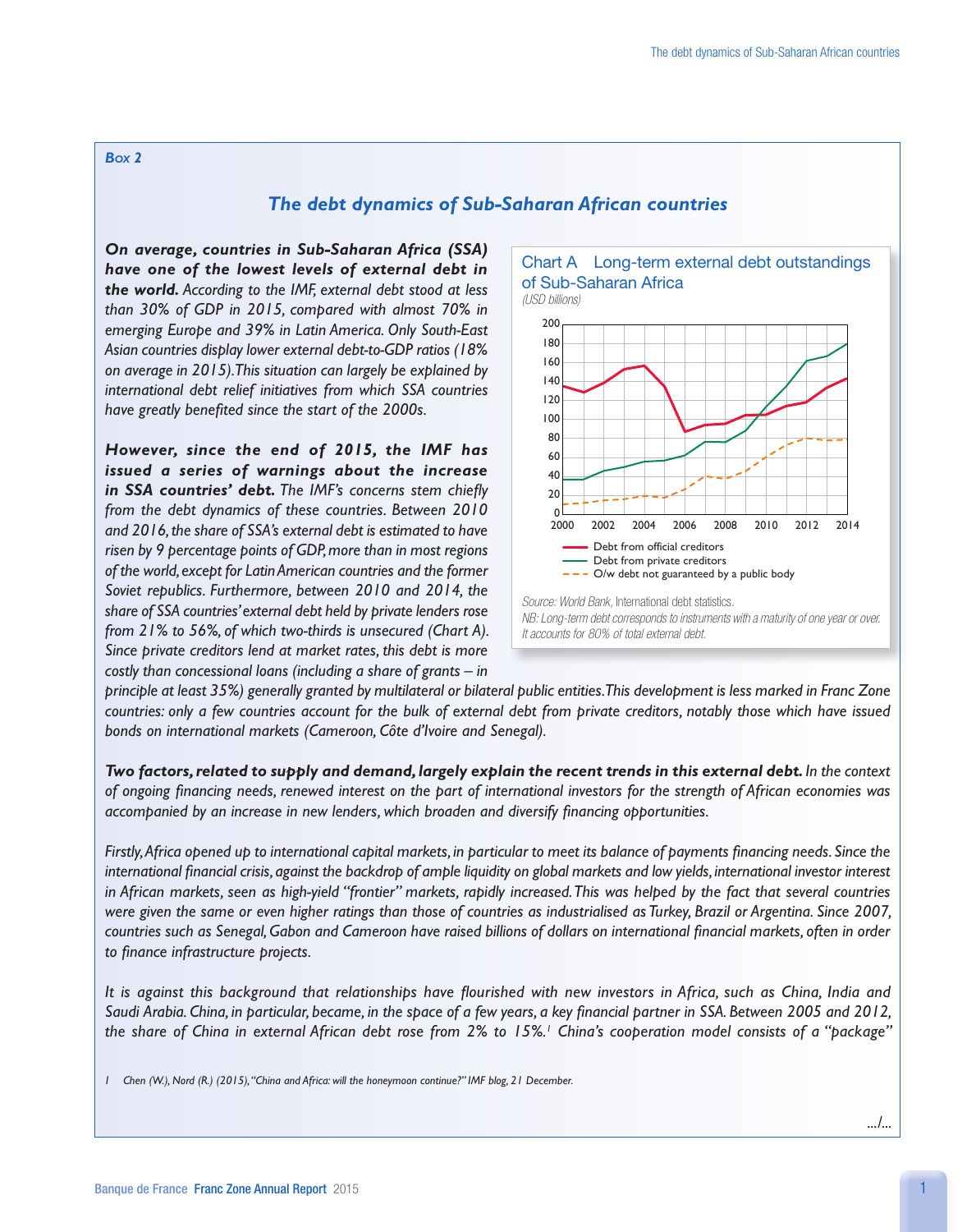Box 2

## *The debt dynamics of Sub-Saharan African countries*

***On average, countries in Sub-Saharan Africa (SSA) have one of the lowest levels of external debt in the world.*** *According to the IMF, external debt stood at less than 30% of GDP in 2015, compared with almost 70% in emerging Europe and 39% in Latin America. Only South-East Asian countries display lower external debt-to-GDP ratios (18% on average in 2015). This situation can largely be explained by international debt relief initiatives from which SSA countries have greatly benefited since the start of the 2000s.*

***However, since the end of 2015, the IMF has issued a series of warnings about the increase in SSA countries' debt.*** *The IMF's concerns stem chiefly from the debt dynamics of these countries. Between 2010 and 2016, the share of SSA's external debt is estimated to have risen by 9 percentage points of GDP, more than in most regions of the world, except for Latin American countries and the former Soviet republics. Furthermore, between 2010 and 2014, the share of SSA countries' external debt held by private lenders rose from 21% to 56%, of which two-thirds is unsecured (Chart A). Since private creditors lend at market rates, this debt is more costly than concessional loans (including a share of grants – in principle at least 35%) generally granted by multilateral or bilateral public entities. This development is less marked in Franc Zone countries: only a few countries account for the bulk of external debt from private creditors, notably those which have issued bonds on international markets (Cameroon, Côte d'Ivoire and Senegal).*

**Chart A Long-term external debt outstandings of Sub-Saharan Africa**

*(USD billions)*

Legend: Debt from official creditors; Debt from private creditors; O/w debt not guaranteed by a public body

*Source: World Bank,* International debt statistics.

*NB: Long-term debt corresponds to instruments with a maturity of one year or over. It accounts for 80% of total external debt.*

***Two factors, related to supply and demand, largely explain the recent trends in this external debt.*** *In the context of ongoing financing needs, renewed interest on the part of international investors for the strength of African economies was accompanied by an increase in new lenders, which broaden and diversify financing opportunities.*

*Firstly, Africa opened up to international capital markets, in particular to meet its balance of payments financing needs. Since the international financial crisis, against the backdrop of ample liquidity on global markets and low yields, international investor interest in African markets, seen as high-yield "frontier" markets, rapidly increased. This was helped by the fact that several countries were given the same or even higher ratings than those of countries as industrialised as Turkey, Brazil or Argentina. Since 2007, countries such as Senegal, Gabon and Cameroon have raised billions of dollars on international financial markets, often in order to finance infrastructure projects.*

*It is against this background that relationships have flourished with new investors in Africa, such as China, India and Saudi Arabia. China, in particular, became, in the space of a few years, a key financial partner in SSA. Between 2005 and 2012, the share of China in external African debt rose from 2% to 15%.[1] China's cooperation model consists of a "package"*

1 Chen (W.), Nord (R.) (2015), "China and Africa: will the honeymoon continue?" IMF blog, 21 December.

.../...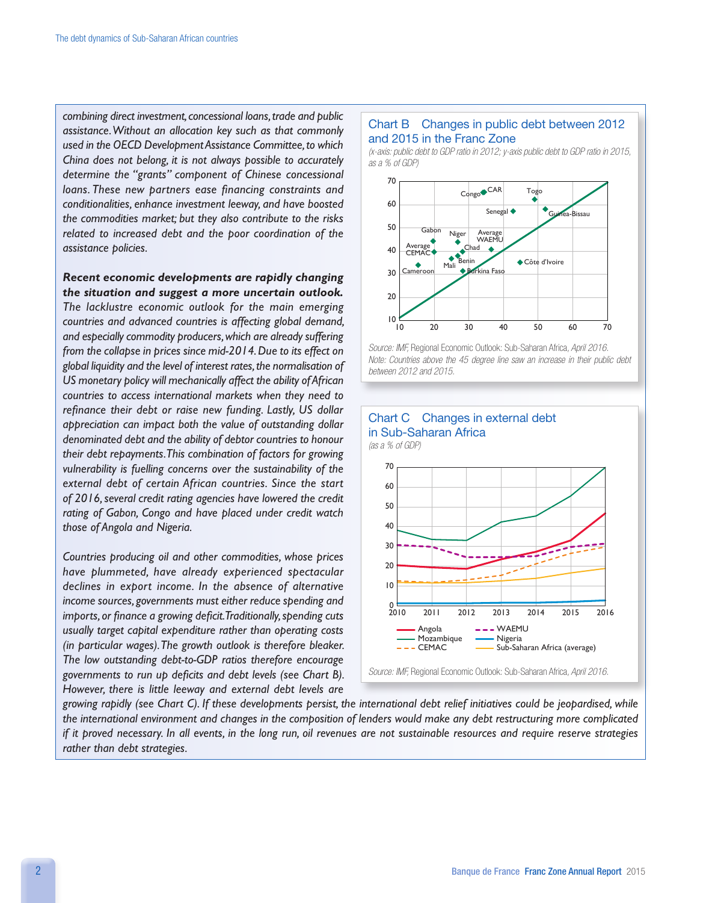*combining direct investment, concessional loans, trade and public assistance. Without an allocation key such as that commonly used in the OECD Development Assistance Committee, to which China does not belong, it is not always possible to accurately determine the "grants" component of Chinese concessional loans. These new partners ease financing constraints and conditionalities, enhance investment leeway, and have boosted the commodities market; but they also contribute to the risks related to increased debt and the poor coordination of the assistance policies.*

***Recent economic developments are rapidly changing the situation and suggest a more uncertain outlook.*** *The lacklustre economic outlook for the main emerging countries and advanced countries is affecting global demand, and especially commodity producers, which are already suffering from the collapse in prices since mid-2014. Due to its effect on global liquidity and the level of interest rates, the normalisation of US monetary policy will mechanically affect the ability of African countries to access international markets when they need to refinance their debt or raise new funding. Lastly, US dollar appreciation can impact both the value of outstanding dollar denominated debt and the ability of debtor countries to honour their debt repayments. This combination of factors for growing vulnerability is fuelling concerns over the sustainability of the external debt of certain African countries. Since the start of 2016, several credit rating agencies have lowered the credit rating of Gabon, Congo and have placed under credit watch those of Angola and Nigeria.*

*Countries producing oil and other commodities, whose prices have plummeted, have already experienced spectacular declines in export income. In the absence of alternative income sources, governments must either reduce spending and imports, or finance a growing deficit. Traditionally, spending cuts usually target capital expenditure rather than operating costs (in particular wages). The growth outlook is therefore bleaker. The low outstanding debt-to-GDP ratios therefore encourage governments to run up deficits and debt levels (see Chart B). However, there is little leeway and external debt levels are growing rapidly (see Chart C). If these developments persist, the international debt relief initiatives could be jeopardised, while the international environment and changes in the composition of lenders would make any debt restructuring more complicated if it proved necessary. In all events, in the long run, oil revenues are not sustainable resources and require reserve strategies rather than debt strategies.*

## Chart B Changes in public debt between 2012 and 2015 in the Franc Zone

*(x-axis: public debt to GDP ratio in 2012; y-axis public debt to GDP ratio in 2015, as a % of GDP)*

70
60
50
40
30
20
10
10 20 30 40 50 60 70

Congo, CAR, Togo, Senegal, Guinea-Bissau, Gabon, Niger, Average WAEMU, Average CEMAC, Chad, Benin, Mali, Côte d'Ivoire, Cameroon, Burkina Faso

*Source: IMF, Regional Economic Outlook: Sub-Saharan Africa, April 2016.*
*Note: Countries above the 45 degree line saw an increase in their public debt between 2012 and 2015.*

## Chart C Changes in external debt in Sub-Saharan Africa

*(as a % of GDP)*

70
60
50
40
30
20
10
0
2010 2011 2012 2013 2014 2015 2016

Angola
Mozambique
CEMAC
WAEMU
Nigeria
Sub-Saharan Africa (average)

*Source: IMF, Regional Economic Outlook: Sub-Saharan Africa, April 2016.*